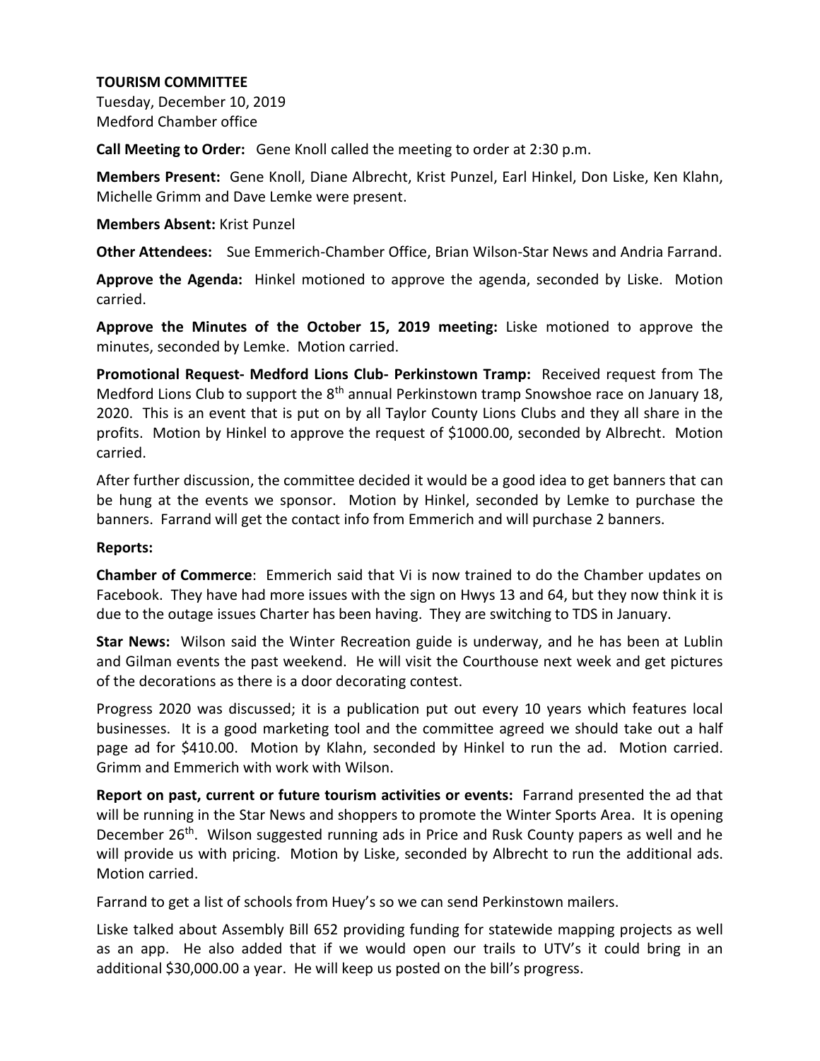**TOURISM COMMITTEE**
Tuesday, December 10, 2019
Medford Chamber office

**Call Meeting to Order:** Gene Knoll called the meeting to order at 2:30 p.m.

**Members Present:** Gene Knoll, Diane Albrecht, Krist Punzel, Earl Hinkel, Don Liske, Ken Klahn, Michelle Grimm and Dave Lemke were present.

**Members Absent:** Krist Punzel

**Other Attendees:** Sue Emmerich-Chamber Office, Brian Wilson-Star News and Andria Farrand.

**Approve the Agenda:** Hinkel motioned to approve the agenda, seconded by Liske. Motion carried.

**Approve the Minutes of the October 15, 2019 meeting:** Liske motioned to approve the minutes, seconded by Lemke. Motion carried.

**Promotional Request- Medford Lions Club- Perkinstown Tramp:** Received request from The Medford Lions Club to support the 8th annual Perkinstown tramp Snowshoe race on January 18, 2020. This is an event that is put on by all Taylor County Lions Clubs and they all share in the profits. Motion by Hinkel to approve the request of $1000.00, seconded by Albrecht. Motion carried.

After further discussion, the committee decided it would be a good idea to get banners that can be hung at the events we sponsor. Motion by Hinkel, seconded by Lemke to purchase the banners. Farrand will get the contact info from Emmerich and will purchase 2 banners.

**Reports:**

**Chamber of Commerce**: Emmerich said that Vi is now trained to do the Chamber updates on Facebook. They have had more issues with the sign on Hwys 13 and 64, but they now think it is due to the outage issues Charter has been having. They are switching to TDS in January.

**Star News:** Wilson said the Winter Recreation guide is underway, and he has been at Lublin and Gilman events the past weekend. He will visit the Courthouse next week and get pictures of the decorations as there is a door decorating contest.

Progress 2020 was discussed; it is a publication put out every 10 years which features local businesses. It is a good marketing tool and the committee agreed we should take out a half page ad for $410.00. Motion by Klahn, seconded by Hinkel to run the ad. Motion carried. Grimm and Emmerich with work with Wilson.

**Report on past, current or future tourism activities or events:** Farrand presented the ad that will be running in the Star News and shoppers to promote the Winter Sports Area. It is opening December 26th. Wilson suggested running ads in Price and Rusk County papers as well and he will provide us with pricing. Motion by Liske, seconded by Albrecht to run the additional ads. Motion carried.

Farrand to get a list of schools from Huey's so we can send Perkinstown mailers.

Liske talked about Assembly Bill 652 providing funding for statewide mapping projects as well as an app. He also added that if we would open our trails to UTV's it could bring in an additional $30,000.00 a year. He will keep us posted on the bill's progress.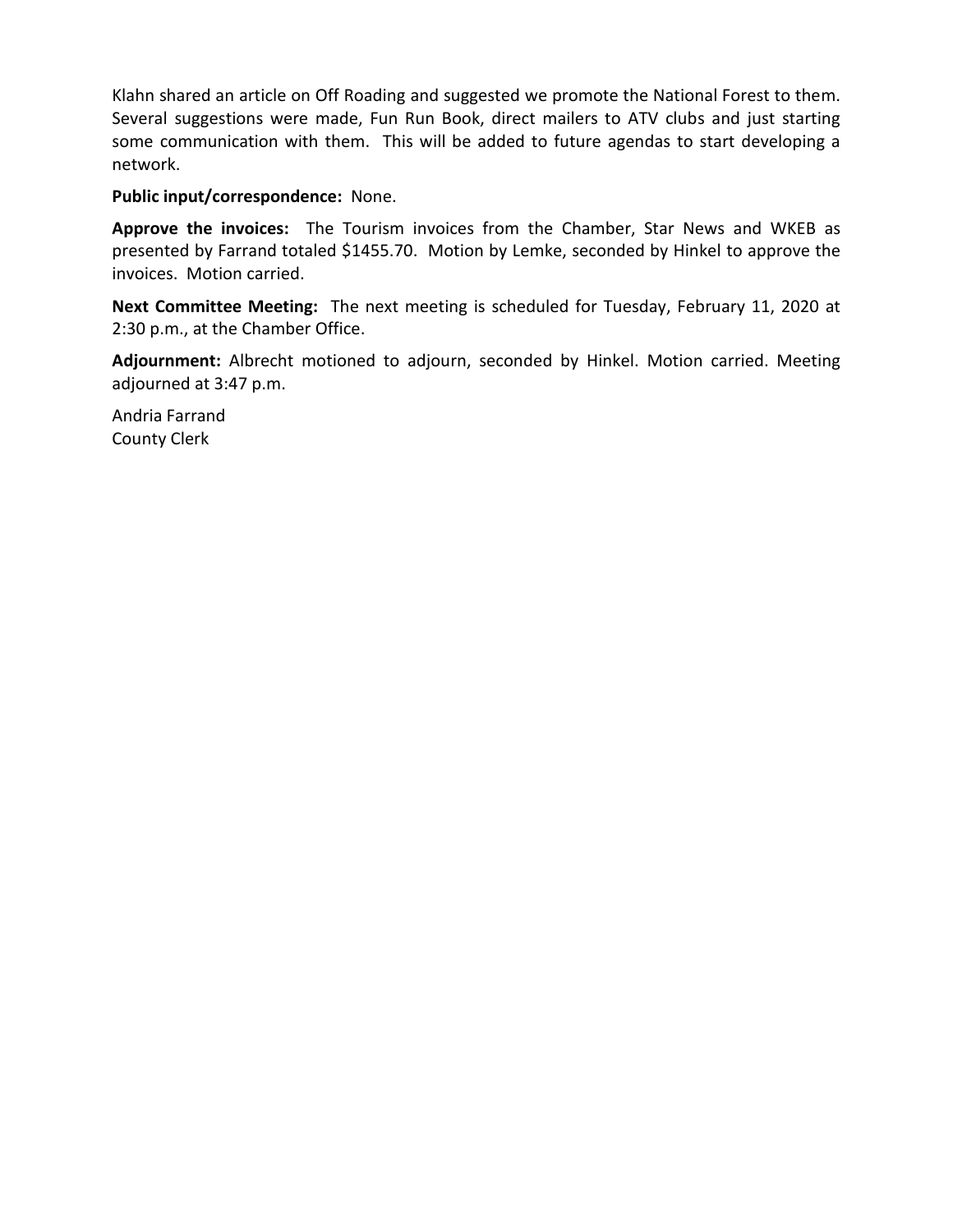Klahn shared an article on Off Roading and suggested we promote the National Forest to them. Several suggestions were made, Fun Run Book, direct mailers to ATV clubs and just starting some communication with them. This will be added to future agendas to start developing a network.

**Public input/correspondence:** None.

**Approve the invoices:** The Tourism invoices from the Chamber, Star News and WKEB as presented by Farrand totaled $1455.70. Motion by Lemke, seconded by Hinkel to approve the invoices. Motion carried.

**Next Committee Meeting:** The next meeting is scheduled for Tuesday, February 11, 2020 at 2:30 p.m., at the Chamber Office.

**Adjournment:** Albrecht motioned to adjourn, seconded by Hinkel. Motion carried. Meeting adjourned at 3:47 p.m.

Andria Farrand
County Clerk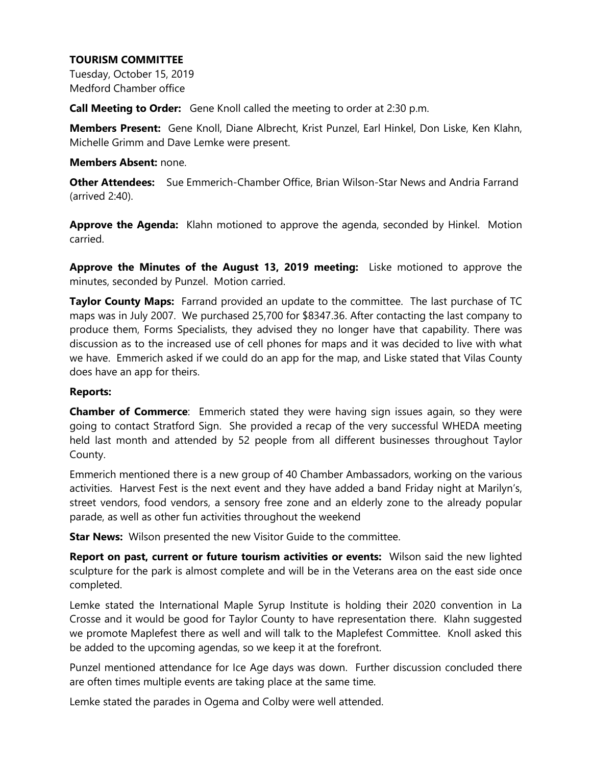**TOURISM COMMITTEE**

Tuesday, October 15, 2019
Medford Chamber office

**Call Meeting to Order:** Gene Knoll called the meeting to order at 2:30 p.m.

**Members Present:** Gene Knoll, Diane Albrecht, Krist Punzel, Earl Hinkel, Don Liske, Ken Klahn, Michelle Grimm and Dave Lemke were present.

**Members Absent:** none.

**Other Attendees:** Sue Emmerich-Chamber Office, Brian Wilson-Star News and Andria Farrand (arrived 2:40).

**Approve the Agenda:** Klahn motioned to approve the agenda, seconded by Hinkel. Motion carried.

**Approve the Minutes of the August 13, 2019 meeting:** Liske motioned to approve the minutes, seconded by Punzel. Motion carried.

**Taylor County Maps:** Farrand provided an update to the committee. The last purchase of TC maps was in July 2007. We purchased 25,700 for $8347.36. After contacting the last company to produce them, Forms Specialists, they advised they no longer have that capability. There was discussion as to the increased use of cell phones for maps and it was decided to live with what we have. Emmerich asked if we could do an app for the map, and Liske stated that Vilas County does have an app for theirs.

**Reports:**

**Chamber of Commerce**: Emmerich stated they were having sign issues again, so they were going to contact Stratford Sign. She provided a recap of the very successful WHEDA meeting held last month and attended by 52 people from all different businesses throughout Taylor County.

Emmerich mentioned there is a new group of 40 Chamber Ambassadors, working on the various activities. Harvest Fest is the next event and they have added a band Friday night at Marilyn's, street vendors, food vendors, a sensory free zone and an elderly zone to the already popular parade, as well as other fun activities throughout the weekend

**Star News:** Wilson presented the new Visitor Guide to the committee.

**Report on past, current or future tourism activities or events:** Wilson said the new lighted sculpture for the park is almost complete and will be in the Veterans area on the east side once completed.

Lemke stated the International Maple Syrup Institute is holding their 2020 convention in La Crosse and it would be good for Taylor County to have representation there. Klahn suggested we promote Maplefest there as well and will talk to the Maplefest Committee. Knoll asked this be added to the upcoming agendas, so we keep it at the forefront.

Punzel mentioned attendance for Ice Age days was down. Further discussion concluded there are often times multiple events are taking place at the same time.

Lemke stated the parades in Ogema and Colby were well attended.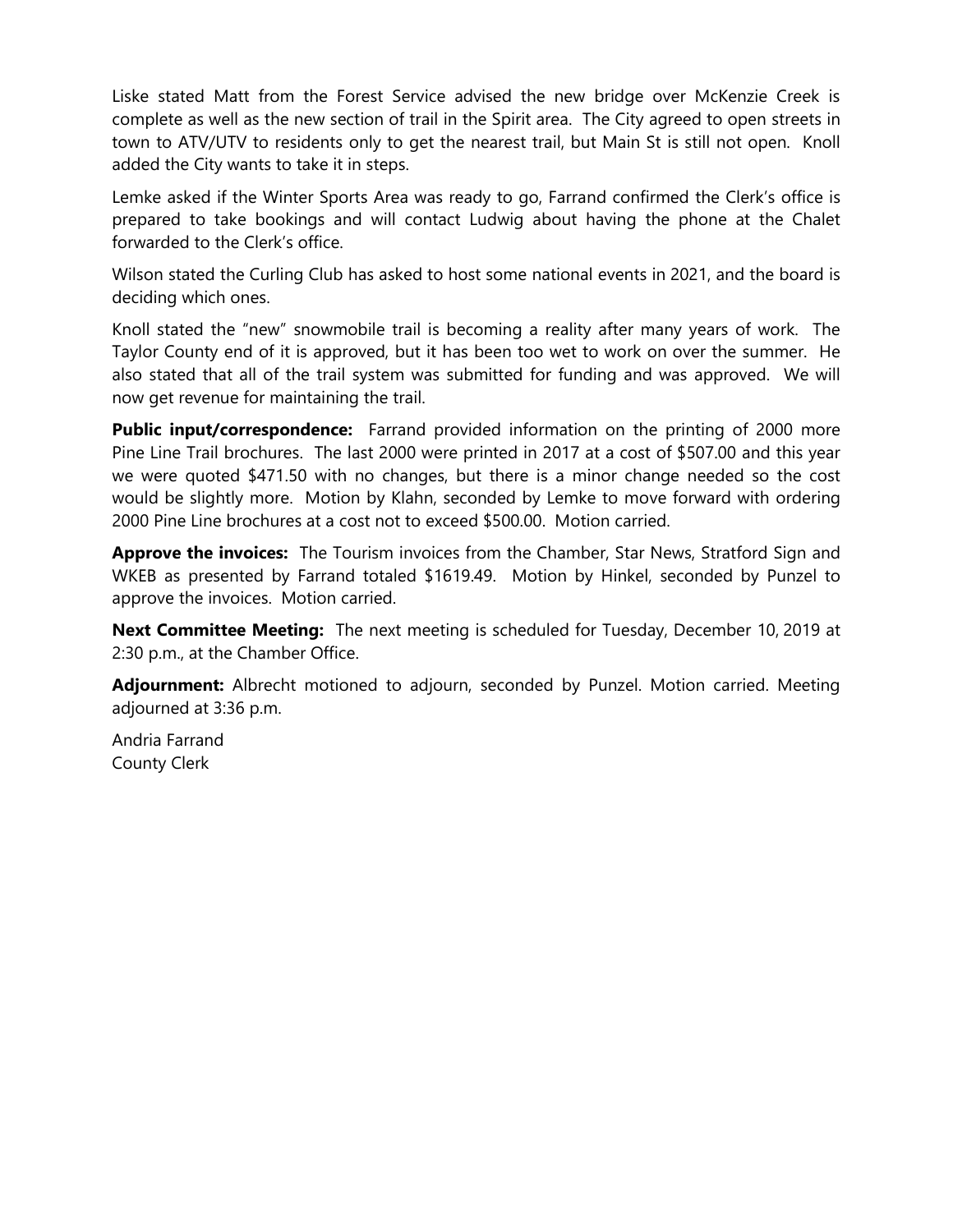Liske stated Matt from the Forest Service advised the new bridge over McKenzie Creek is complete as well as the new section of trail in the Spirit area. The City agreed to open streets in town to ATV/UTV to residents only to get the nearest trail, but Main St is still not open. Knoll added the City wants to take it in steps.

Lemke asked if the Winter Sports Area was ready to go, Farrand confirmed the Clerk's office is prepared to take bookings and will contact Ludwig about having the phone at the Chalet forwarded to the Clerk's office.

Wilson stated the Curling Club has asked to host some national events in 2021, and the board is deciding which ones.

Knoll stated the "new" snowmobile trail is becoming a reality after many years of work. The Taylor County end of it is approved, but it has been too wet to work on over the summer. He also stated that all of the trail system was submitted for funding and was approved. We will now get revenue for maintaining the trail.

**Public input/correspondence:** Farrand provided information on the printing of 2000 more Pine Line Trail brochures. The last 2000 were printed in 2017 at a cost of $507.00 and this year we were quoted $471.50 with no changes, but there is a minor change needed so the cost would be slightly more. Motion by Klahn, seconded by Lemke to move forward with ordering 2000 Pine Line brochures at a cost not to exceed $500.00. Motion carried.

**Approve the invoices:** The Tourism invoices from the Chamber, Star News, Stratford Sign and WKEB as presented by Farrand totaled $1619.49. Motion by Hinkel, seconded by Punzel to approve the invoices. Motion carried.

**Next Committee Meeting:** The next meeting is scheduled for Tuesday, December 10, 2019 at 2:30 p.m., at the Chamber Office.

**Adjournment:** Albrecht motioned to adjourn, seconded by Punzel. Motion carried. Meeting adjourned at 3:36 p.m.

Andria Farrand
County Clerk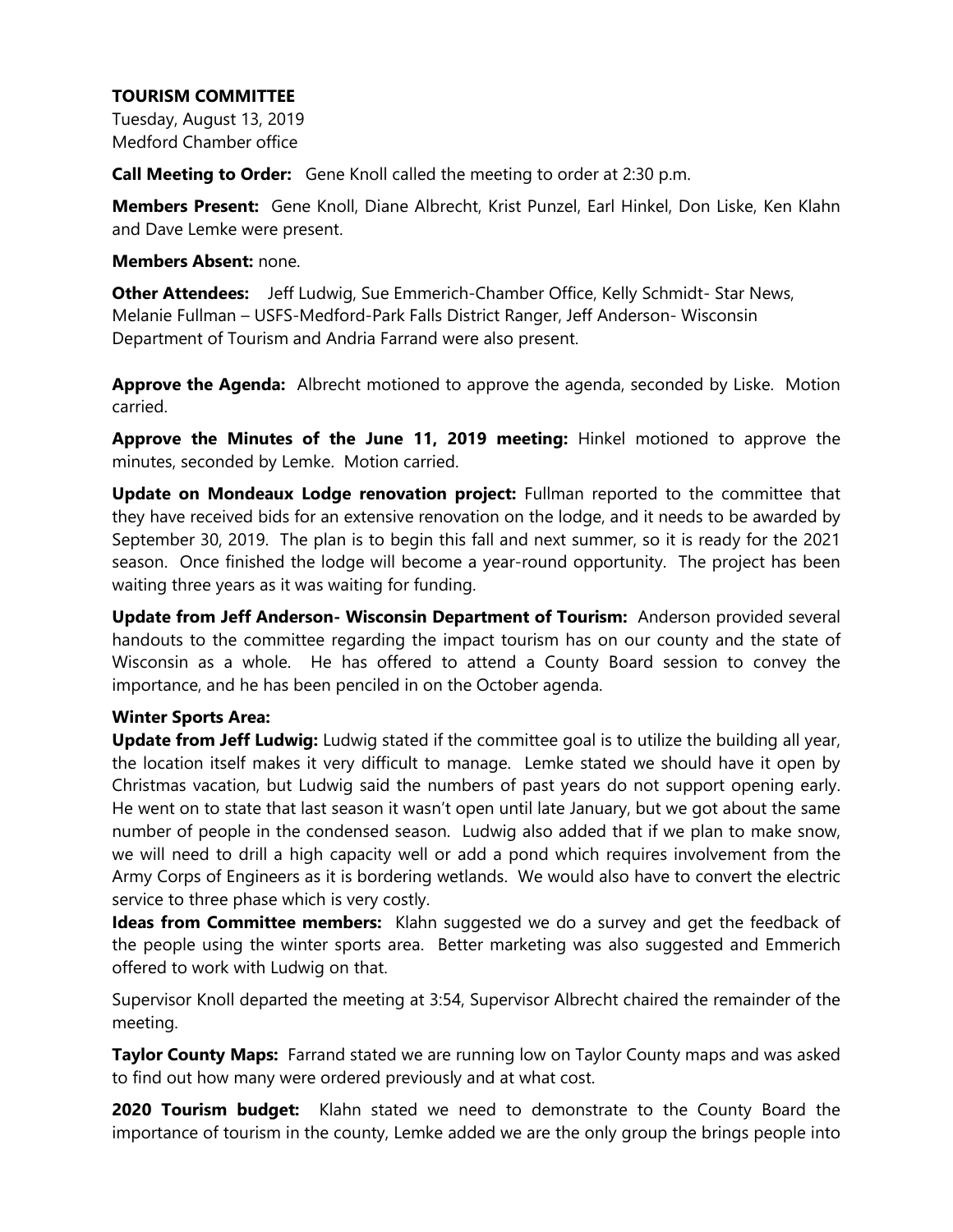**TOURISM COMMITTEE**
Tuesday, August 13, 2019
Medford Chamber office

**Call Meeting to Order:** Gene Knoll called the meeting to order at 2:30 p.m.

**Members Present:** Gene Knoll, Diane Albrecht, Krist Punzel, Earl Hinkel, Don Liske, Ken Klahn and Dave Lemke were present.

**Members Absent:** none.

**Other Attendees:** Jeff Ludwig, Sue Emmerich-Chamber Office, Kelly Schmidt- Star News, Melanie Fullman – USFS-Medford-Park Falls District Ranger, Jeff Anderson- Wisconsin Department of Tourism and Andria Farrand were also present.

**Approve the Agenda:** Albrecht motioned to approve the agenda, seconded by Liske. Motion carried.

**Approve the Minutes of the June 11, 2019 meeting:** Hinkel motioned to approve the minutes, seconded by Lemke. Motion carried.

**Update on Mondeaux Lodge renovation project:** Fullman reported to the committee that they have received bids for an extensive renovation on the lodge, and it needs to be awarded by September 30, 2019. The plan is to begin this fall and next summer, so it is ready for the 2021 season. Once finished the lodge will become a year-round opportunity. The project has been waiting three years as it was waiting for funding.

**Update from Jeff Anderson- Wisconsin Department of Tourism:** Anderson provided several handouts to the committee regarding the impact tourism has on our county and the state of Wisconsin as a whole. He has offered to attend a County Board session to convey the importance, and he has been penciled in on the October agenda.

**Winter Sports Area:**

**Update from Jeff Ludwig:** Ludwig stated if the committee goal is to utilize the building all year, the location itself makes it very difficult to manage. Lemke stated we should have it open by Christmas vacation, but Ludwig said the numbers of past years do not support opening early. He went on to state that last season it wasn't open until late January, but we got about the same number of people in the condensed season. Ludwig also added that if we plan to make snow, we will need to drill a high capacity well or add a pond which requires involvement from the Army Corps of Engineers as it is bordering wetlands. We would also have to convert the electric service to three phase which is very costly.

**Ideas from Committee members:** Klahn suggested we do a survey and get the feedback of the people using the winter sports area. Better marketing was also suggested and Emmerich offered to work with Ludwig on that.

Supervisor Knoll departed the meeting at 3:54, Supervisor Albrecht chaired the remainder of the meeting.

**Taylor County Maps:** Farrand stated we are running low on Taylor County maps and was asked to find out how many were ordered previously and at what cost.

**2020 Tourism budget:** Klahn stated we need to demonstrate to the County Board the importance of tourism in the county, Lemke added we are the only group the brings people into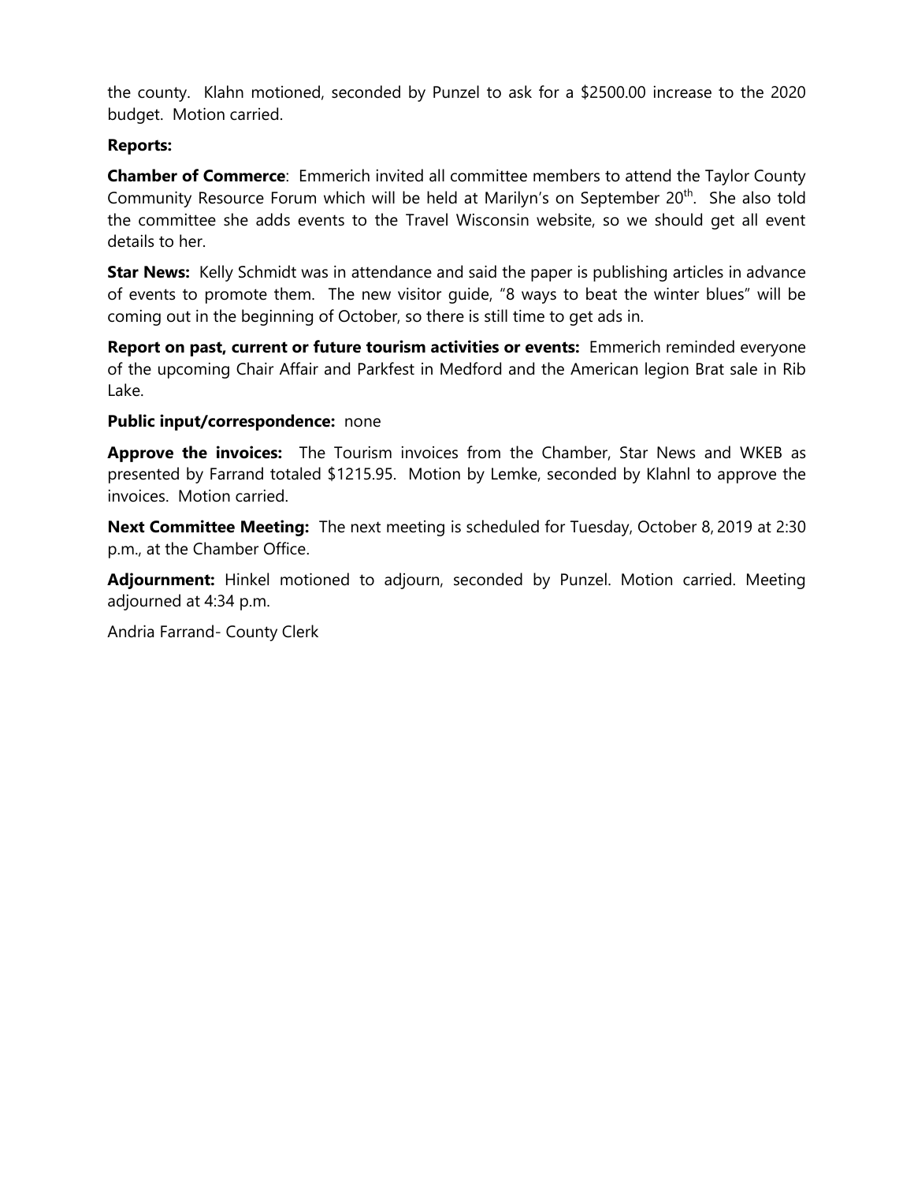the county. Klahn motioned, seconded by Punzel to ask for a $2500.00 increase to the 2020 budget. Motion carried.

**Reports:**

**Chamber of Commerce**: Emmerich invited all committee members to attend the Taylor County Community Resource Forum which will be held at Marilyn's on September 20th. She also told the committee she adds events to the Travel Wisconsin website, so we should get all event details to her.

**Star News:** Kelly Schmidt was in attendance and said the paper is publishing articles in advance of events to promote them. The new visitor guide, "8 ways to beat the winter blues" will be coming out in the beginning of October, so there is still time to get ads in.

**Report on past, current or future tourism activities or events:** Emmerich reminded everyone of the upcoming Chair Affair and Parkfest in Medford and the American legion Brat sale in Rib Lake.

**Public input/correspondence:** none

**Approve the invoices:** The Tourism invoices from the Chamber, Star News and WKEB as presented by Farrand totaled $1215.95. Motion by Lemke, seconded by Klahnl to approve the invoices. Motion carried.

**Next Committee Meeting:** The next meeting is scheduled for Tuesday, October 8, 2019 at 2:30 p.m., at the Chamber Office.

**Adjournment:** Hinkel motioned to adjourn, seconded by Punzel. Motion carried. Meeting adjourned at 4:34 p.m.

Andria Farrand- County Clerk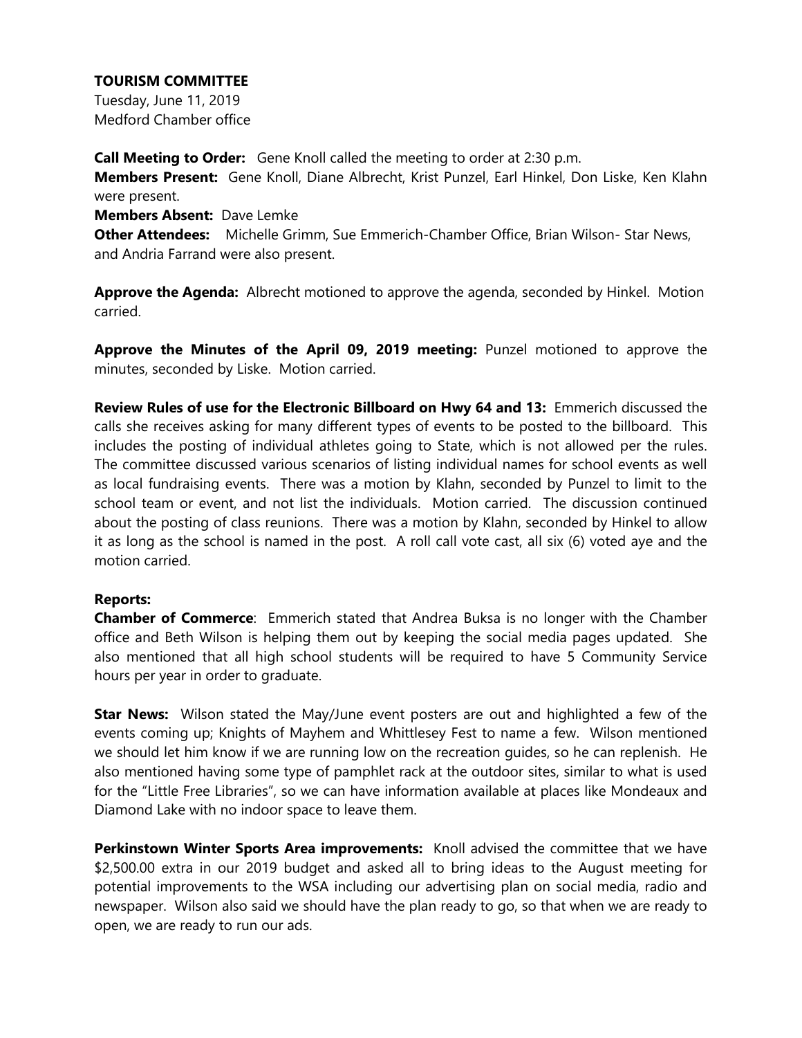**TOURISM COMMITTEE**

Tuesday, June 11, 2019
Medford Chamber office

**Call Meeting to Order:** Gene Knoll called the meeting to order at 2:30 p.m.
**Members Present:** Gene Knoll, Diane Albrecht, Krist Punzel, Earl Hinkel, Don Liske, Ken Klahn were present.
**Members Absent:** Dave Lemke
**Other Attendees:** Michelle Grimm, Sue Emmerich-Chamber Office, Brian Wilson- Star News, and Andria Farrand were also present.

**Approve the Agenda:** Albrecht motioned to approve the agenda, seconded by Hinkel. Motion carried.

**Approve the Minutes of the April 09, 2019 meeting:** Punzel motioned to approve the minutes, seconded by Liske. Motion carried.

**Review Rules of use for the Electronic Billboard on Hwy 64 and 13:** Emmerich discussed the calls she receives asking for many different types of events to be posted to the billboard. This includes the posting of individual athletes going to State, which is not allowed per the rules. The committee discussed various scenarios of listing individual names for school events as well as local fundraising events. There was a motion by Klahn, seconded by Punzel to limit to the school team or event, and not list the individuals. Motion carried. The discussion continued about the posting of class reunions. There was a motion by Klahn, seconded by Hinkel to allow it as long as the school is named in the post. A roll call vote cast, all six (6) voted aye and the motion carried.

**Reports:**

**Chamber of Commerce**: Emmerich stated that Andrea Buksa is no longer with the Chamber office and Beth Wilson is helping them out by keeping the social media pages updated. She also mentioned that all high school students will be required to have 5 Community Service hours per year in order to graduate.

**Star News:** Wilson stated the May/June event posters are out and highlighted a few of the events coming up; Knights of Mayhem and Whittlesey Fest to name a few. Wilson mentioned we should let him know if we are running low on the recreation guides, so he can replenish. He also mentioned having some type of pamphlet rack at the outdoor sites, similar to what is used for the "Little Free Libraries", so we can have information available at places like Mondeaux and Diamond Lake with no indoor space to leave them.

**Perkinstown Winter Sports Area improvements:** Knoll advised the committee that we have $2,500.00 extra in our 2019 budget and asked all to bring ideas to the August meeting for potential improvements to the WSA including our advertising plan on social media, radio and newspaper. Wilson also said we should have the plan ready to go, so that when we are ready to open, we are ready to run our ads.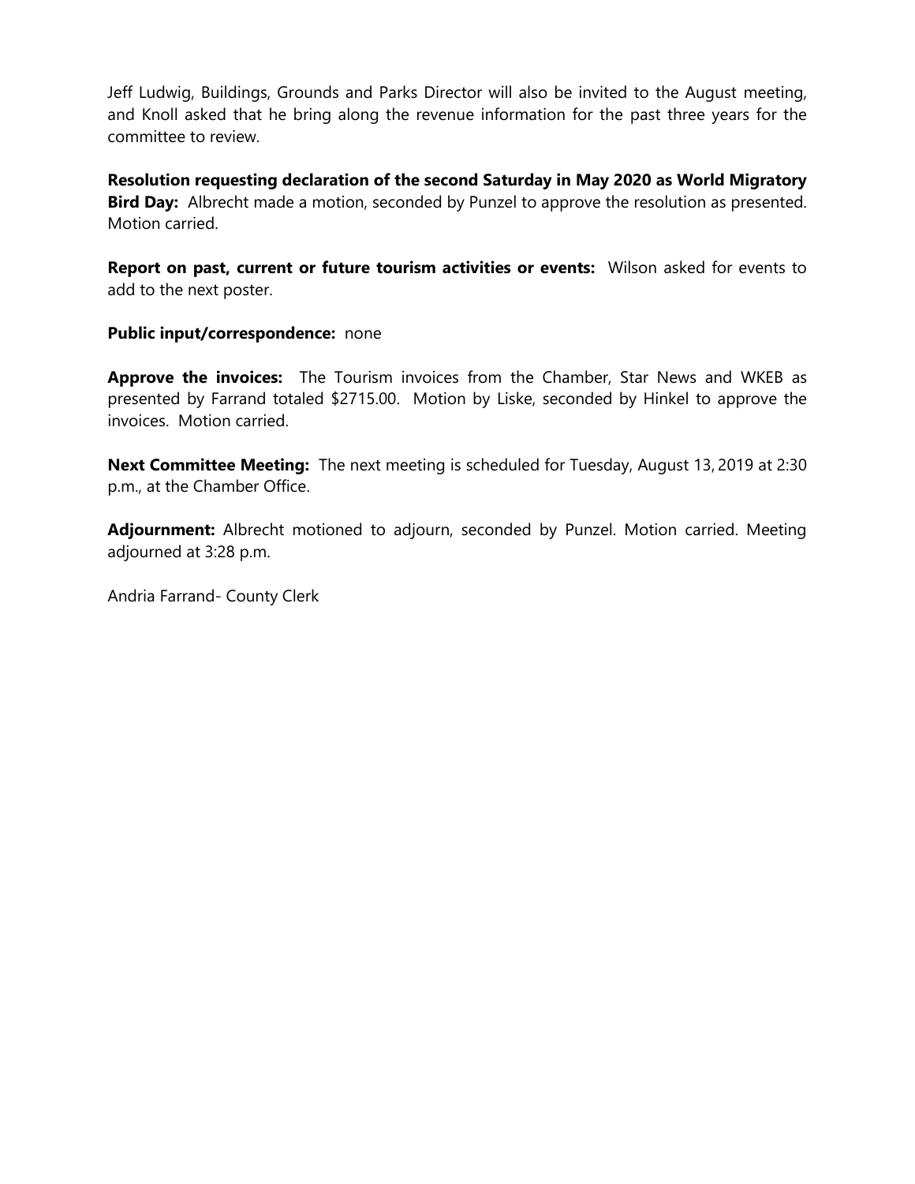Jeff Ludwig, Buildings, Grounds and Parks Director will also be invited to the August meeting, and Knoll asked that he bring along the revenue information for the past three years for the committee to review.

**Resolution requesting declaration of the second Saturday in May 2020 as World Migratory Bird Day:** Albrecht made a motion, seconded by Punzel to approve the resolution as presented. Motion carried.

**Report on past, current or future tourism activities or events:** Wilson asked for events to add to the next poster.

**Public input/correspondence:** none

**Approve the invoices:** The Tourism invoices from the Chamber, Star News and WKEB as presented by Farrand totaled $2715.00. Motion by Liske, seconded by Hinkel to approve the invoices. Motion carried.

**Next Committee Meeting:** The next meeting is scheduled for Tuesday, August 13, 2019 at 2:30 p.m., at the Chamber Office.

**Adjournment:** Albrecht motioned to adjourn, seconded by Punzel. Motion carried. Meeting adjourned at 3:28 p.m.

Andria Farrand- County Clerk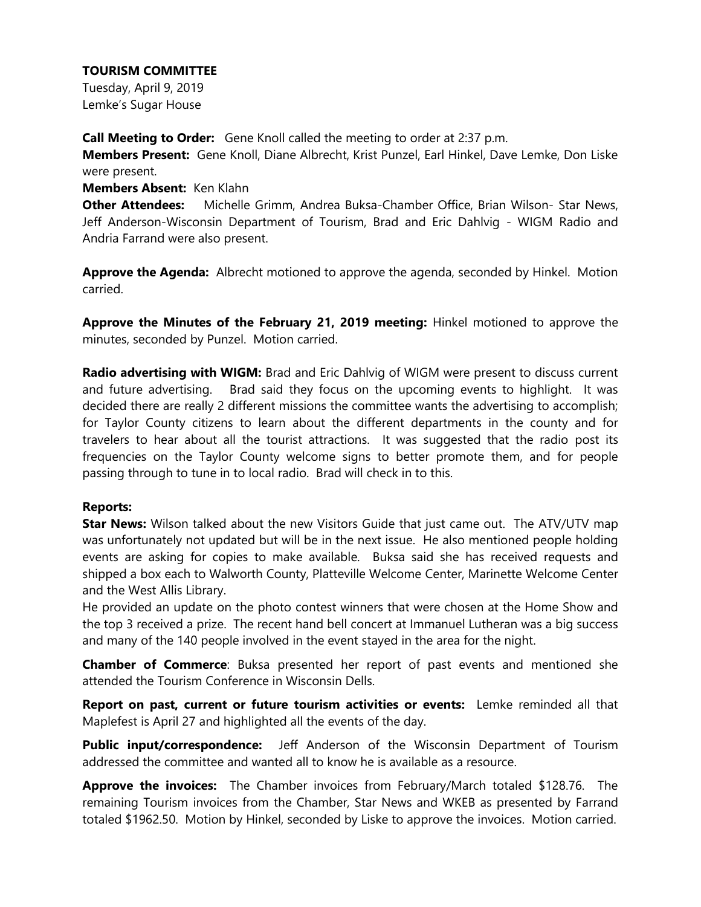**TOURISM COMMITTEE**
Tuesday, April 9, 2019
Lemke's Sugar House

**Call Meeting to Order:** Gene Knoll called the meeting to order at 2:37 p.m.
**Members Present:** Gene Knoll, Diane Albrecht, Krist Punzel, Earl Hinkel, Dave Lemke, Don Liske were present.
**Members Absent:** Ken Klahn
**Other Attendees:** Michelle Grimm, Andrea Buksa-Chamber Office, Brian Wilson- Star News, Jeff Anderson-Wisconsin Department of Tourism, Brad and Eric Dahlvig - WIGM Radio and Andria Farrand were also present.

**Approve the Agenda:** Albrecht motioned to approve the agenda, seconded by Hinkel. Motion carried.

**Approve the Minutes of the February 21, 2019 meeting:** Hinkel motioned to approve the minutes, seconded by Punzel. Motion carried.

**Radio advertising with WIGM:** Brad and Eric Dahlvig of WIGM were present to discuss current and future advertising. Brad said they focus on the upcoming events to highlight. It was decided there are really 2 different missions the committee wants the advertising to accomplish; for Taylor County citizens to learn about the different departments in the county and for travelers to hear about all the tourist attractions. It was suggested that the radio post its frequencies on the Taylor County welcome signs to better promote them, and for people passing through to tune in to local radio. Brad will check in to this.

**Reports:**
**Star News:** Wilson talked about the new Visitors Guide that just came out. The ATV/UTV map was unfortunately not updated but will be in the next issue. He also mentioned people holding events are asking for copies to make available. Buksa said she has received requests and shipped a box each to Walworth County, Platteville Welcome Center, Marinette Welcome Center and the West Allis Library.
He provided an update on the photo contest winners that were chosen at the Home Show and the top 3 received a prize. The recent hand bell concert at Immanuel Lutheran was a big success and many of the 140 people involved in the event stayed in the area for the night.

**Chamber of Commerce**: Buksa presented her report of past events and mentioned she attended the Tourism Conference in Wisconsin Dells.

**Report on past, current or future tourism activities or events:** Lemke reminded all that Maplefest is April 27 and highlighted all the events of the day.

**Public input/correspondence:** Jeff Anderson of the Wisconsin Department of Tourism addressed the committee and wanted all to know he is available as a resource.

**Approve the invoices:** The Chamber invoices from February/March totaled $128.76. The remaining Tourism invoices from the Chamber, Star News and WKEB as presented by Farrand totaled $1962.50. Motion by Hinkel, seconded by Liske to approve the invoices. Motion carried.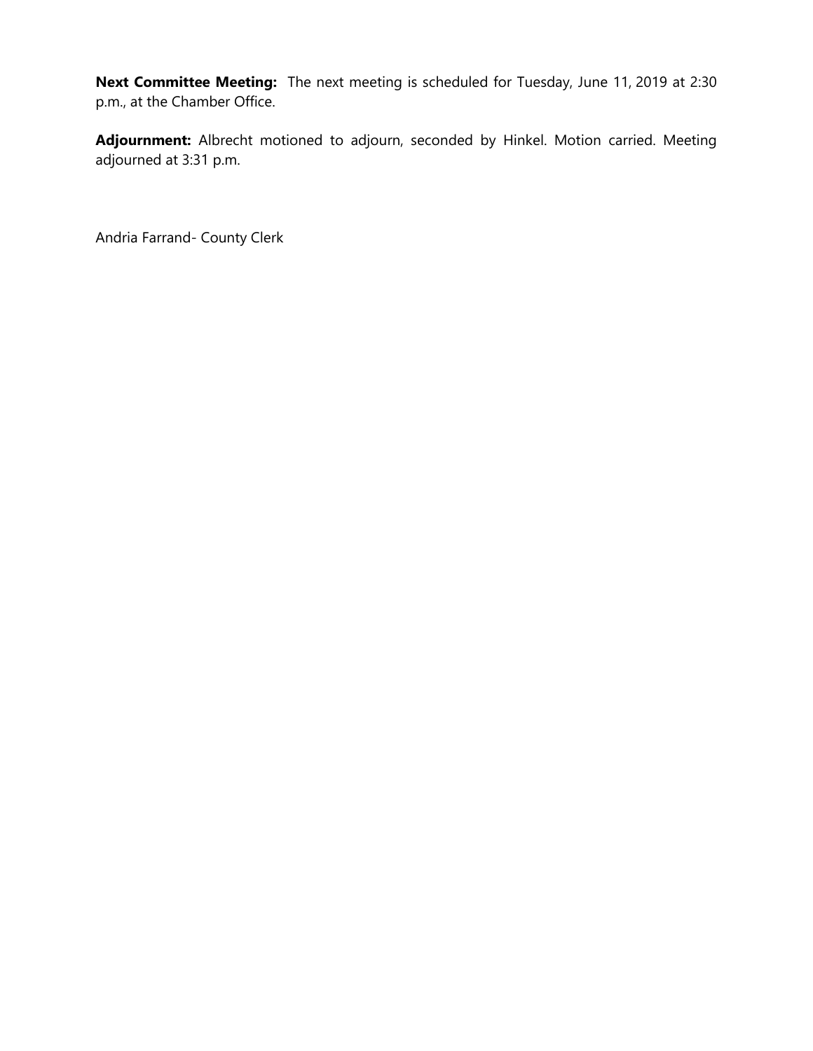**Next Committee Meeting:** The next meeting is scheduled for Tuesday, June 11, 2019 at 2:30 p.m., at the Chamber Office.

**Adjournment:** Albrecht motioned to adjourn, seconded by Hinkel. Motion carried. Meeting adjourned at 3:31 p.m.

Andria Farrand- County Clerk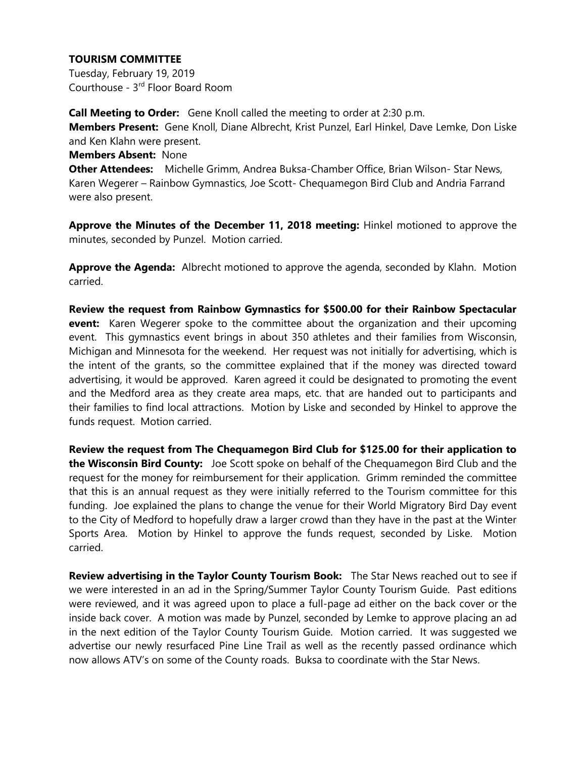**TOURISM COMMITTEE**

Tuesday, February 19, 2019

Courthouse - 3rd Floor Board Room

**Call Meeting to Order:** Gene Knoll called the meeting to order at 2:30 p.m.

**Members Present:** Gene Knoll, Diane Albrecht, Krist Punzel, Earl Hinkel, Dave Lemke, Don Liske and Ken Klahn were present.

**Members Absent:** None

**Other Attendees:** Michelle Grimm, Andrea Buksa-Chamber Office, Brian Wilson- Star News, Karen Wegerer – Rainbow Gymnastics, Joe Scott- Chequamegon Bird Club and Andria Farrand were also present.

**Approve the Minutes of the December 11, 2018 meeting:** Hinkel motioned to approve the minutes, seconded by Punzel. Motion carried.

**Approve the Agenda:** Albrecht motioned to approve the agenda, seconded by Klahn. Motion carried.

**Review the request from Rainbow Gymnastics for $500.00 for their Rainbow Spectacular event:** Karen Wegerer spoke to the committee about the organization and their upcoming event. This gymnastics event brings in about 350 athletes and their families from Wisconsin, Michigan and Minnesota for the weekend. Her request was not initially for advertising, which is the intent of the grants, so the committee explained that if the money was directed toward advertising, it would be approved. Karen agreed it could be designated to promoting the event and the Medford area as they create area maps, etc. that are handed out to participants and their families to find local attractions. Motion by Liske and seconded by Hinkel to approve the funds request. Motion carried.

**Review the request from The Chequamegon Bird Club for $125.00 for their application to the Wisconsin Bird County:** Joe Scott spoke on behalf of the Chequamegon Bird Club and the request for the money for reimbursement for their application. Grimm reminded the committee that this is an annual request as they were initially referred to the Tourism committee for this funding. Joe explained the plans to change the venue for their World Migratory Bird Day event to the City of Medford to hopefully draw a larger crowd than they have in the past at the Winter Sports Area. Motion by Hinkel to approve the funds request, seconded by Liske. Motion carried.

**Review advertising in the Taylor County Tourism Book:** The Star News reached out to see if we were interested in an ad in the Spring/Summer Taylor County Tourism Guide. Past editions were reviewed, and it was agreed upon to place a full-page ad either on the back cover or the inside back cover. A motion was made by Punzel, seconded by Lemke to approve placing an ad in the next edition of the Taylor County Tourism Guide. Motion carried. It was suggested we advertise our newly resurfaced Pine Line Trail as well as the recently passed ordinance which now allows ATV's on some of the County roads. Buksa to coordinate with the Star News.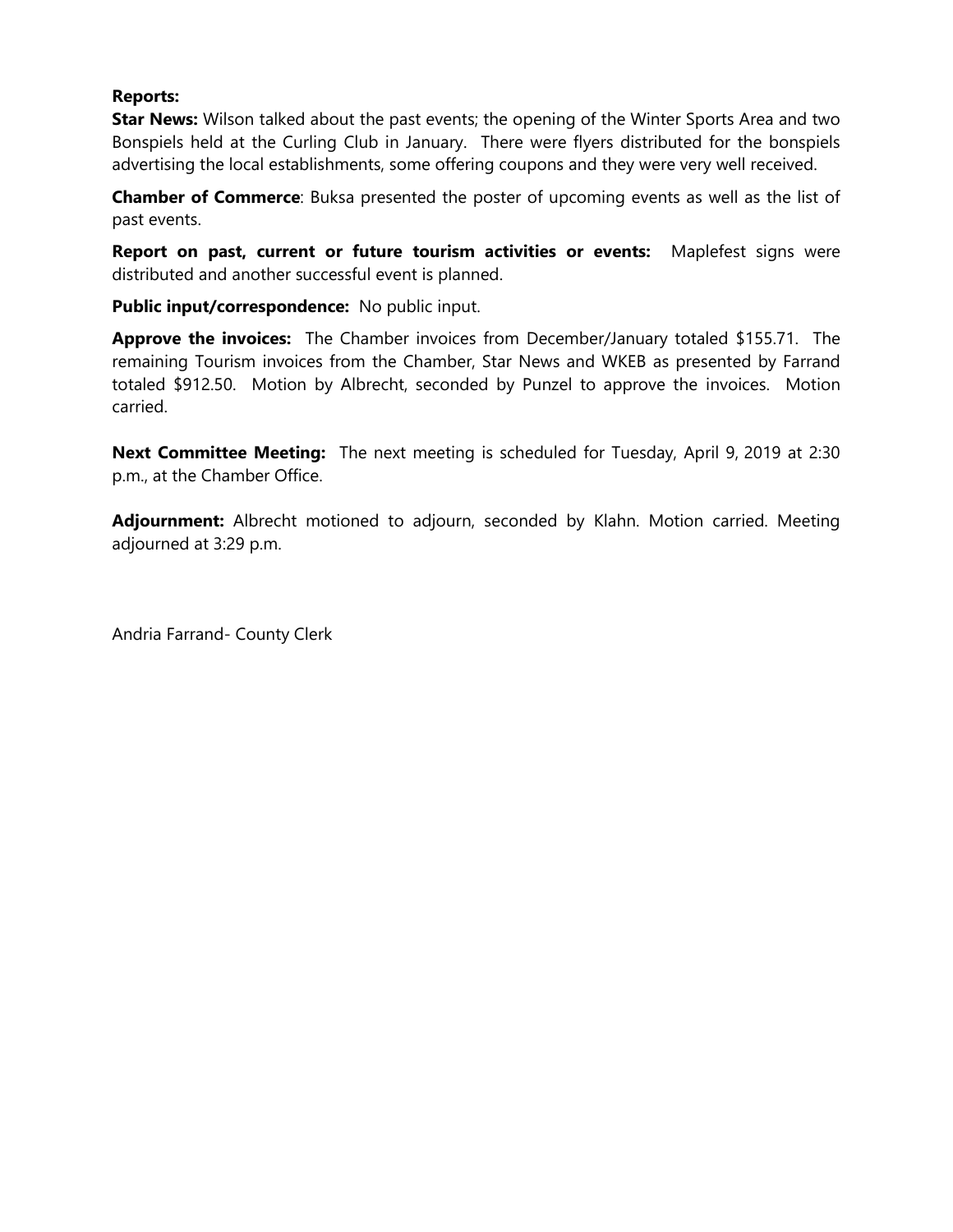**Reports:**

**Star News:** Wilson talked about the past events; the opening of the Winter Sports Area and two Bonspiels held at the Curling Club in January. There were flyers distributed for the bonspiels advertising the local establishments, some offering coupons and they were very well received.

**Chamber of Commerce**: Buksa presented the poster of upcoming events as well as the list of past events.

**Report on past, current or future tourism activities or events:** Maplefest signs were distributed and another successful event is planned.

**Public input/correspondence:** No public input.

**Approve the invoices:** The Chamber invoices from December/January totaled $155.71. The remaining Tourism invoices from the Chamber, Star News and WKEB as presented by Farrand totaled $912.50. Motion by Albrecht, seconded by Punzel to approve the invoices. Motion carried.

**Next Committee Meeting:** The next meeting is scheduled for Tuesday, April 9, 2019 at 2:30 p.m., at the Chamber Office.

**Adjournment:** Albrecht motioned to adjourn, seconded by Klahn. Motion carried. Meeting adjourned at 3:29 p.m.

Andria Farrand- County Clerk